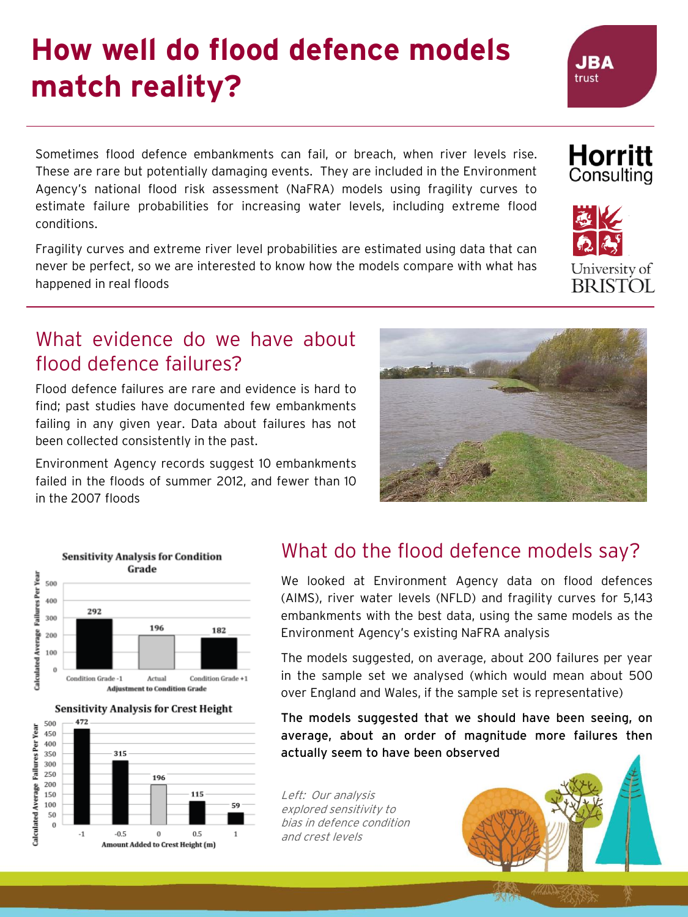# How well do flood defence models match reality?

Sometimes flood defence embankments can fail, or breach, when river levels rise. These are rare but potentially damaging events. They are included in the Environment Agency's national flood risk assessment (NaFRA) models using fragility curves to estimate failure probabilities for increasing water levels, including extreme flood conditions.

Fragility curves and extreme river level probabilities are estimated using data that can never be perfect, so we are interested to know how the models compare with what has happened in real floods

## What evidence do we have about flood defence failures?

Flood defence failures are rare and evidence is hard to find; past studies have documented few embankments failing in any given year. Data about failures has not been collected consistently in the past.

Environment Agency records suggest 10 embankments failed in the floods of summer 2012, and fewer than 10 in the 2007 floods

**Sensitivity Analysis for Condition Grade**

| Adjustment to Condition Grade | Calculated Average Failures Per Year |
|---|---|
| Condition Grade -1 | 292 |
| Actual | 196 |
| Condition Grade +1 | 182 |

**Sensitivity Analysis for Crest Height**

| Amount Added to Crest Height (m) | Calculated Average Failures Per Year |
|---|---|
| -1 | 472 |
| -0.5 | 315 |
| 0 | 196 |
| 0.5 | 115 |
| 1 | 59 |

## What do the flood defence models say?

We looked at Environment Agency data on flood defences (AIMS), river water levels (NFLD) and fragility curves for 5,143 embankments with the best data, using the same models as the Environment Agency's existing NaFRA analysis

The models suggested, on average, about 200 failures per year in the sample set we analysed (which would mean about 500 over England and Wales, if the sample set is representative)

**The models suggested that we should have been seeing, on average, about an order of magnitude more failures then actually seem to have been observed**

*Left: Our analysis explored sensitivity to bias in defence condition and crest levels*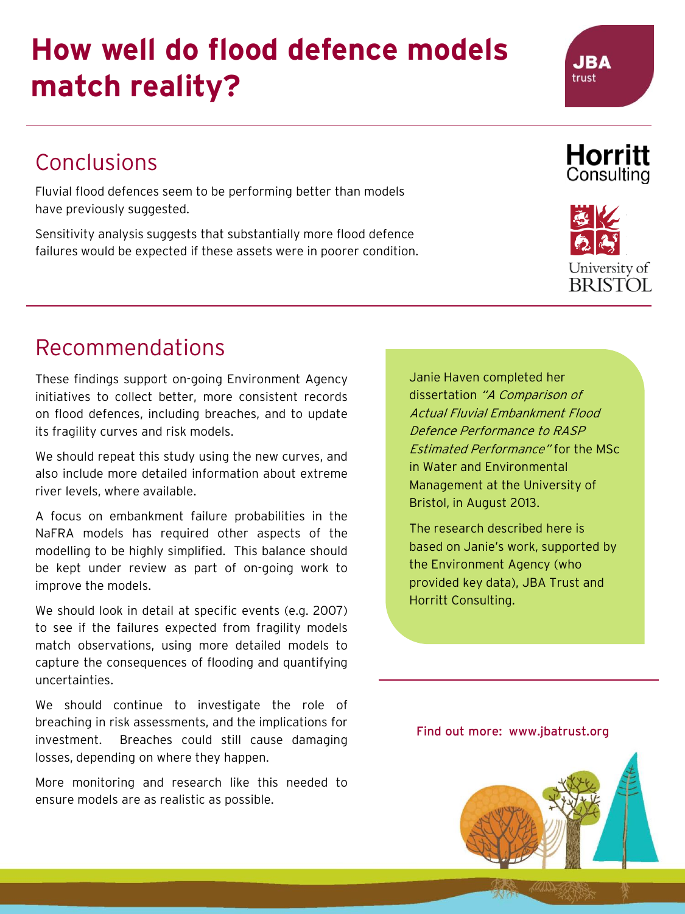# How well do flood defence models match reality?

## Conclusions

Fluvial flood defences seem to be performing better than models have previously suggested.

Sensitivity analysis suggests that substantially more flood defence failures would be expected if these assets were in poorer condition.

## Recommendations

These findings support on-going Environment Agency initiatives to collect better, more consistent records on flood defences, including breaches, and to update its fragility curves and risk models.

We should repeat this study using the new curves, and also include more detailed information about extreme river levels, where available.

A focus on embankment failure probabilities in the NaFRA models has required other aspects of the modelling to be highly simplified. This balance should be kept under review as part of on-going work to improve the models.

We should look in detail at specific events (e.g. 2007) to see if the failures expected from fragility models match observations, using more detailed models to capture the consequences of flooding and quantifying uncertainties.

We should continue to investigate the role of breaching in risk assessments, and the implications for investment. Breaches could still cause damaging losses, depending on where they happen.

More monitoring and research like this needed to ensure models are as realistic as possible.

Janie Haven completed her dissertation *"A Comparison of Actual Fluvial Embankment Flood Defence Performance to RASP Estimated Performance"* for the MSc in Water and Environmental Management at the University of Bristol, in August 2013.

The research described here is based on Janie's work, supported by the Environment Agency (who provided key data), JBA Trust and Horritt Consulting.

**Find out more: www.jbatrust.org**